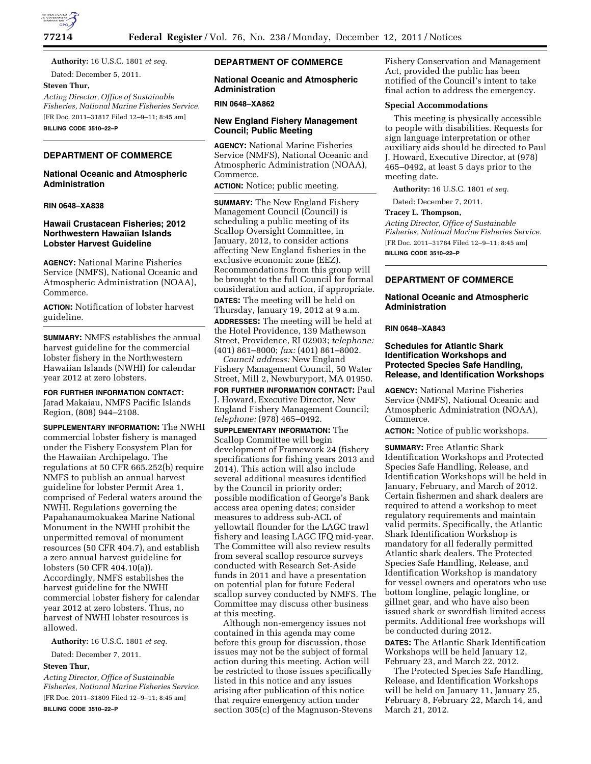**Authority:** 16 U.S.C. 1801 *et seq.*

Dated: December 5, 2011.

**Steven Thur,**

*Acting Director, Office of Sustainable Fisheries, National Marine Fisheries Service.*

[FR Doc. 2011–31817 Filed 12–9–11; 8:45 am]

**BILLING CODE 3510–22–P**

---

## DEPARTMENT OF COMMERCE

### National Oceanic and Atmospheric Administration

**RIN 0648–XA838**

### Hawaii Crustacean Fisheries; 2012 Northwestern Hawaiian Islands Lobster Harvest Guideline

**AGENCY:** National Marine Fisheries Service (NMFS), National Oceanic and Atmospheric Administration (NOAA), Commerce.

**ACTION:** Notification of lobster harvest guideline.

**SUMMARY:** NMFS establishes the annual harvest guideline for the commercial lobster fishery in the Northwestern Hawaiian Islands (NWHI) for calendar year 2012 at zero lobsters.

**FOR FURTHER INFORMATION CONTACT:** Jarad Makaiau, NMFS Pacific Islands Region, (808) 944–2108.

**SUPPLEMENTARY INFORMATION:** The NWHI commercial lobster fishery is managed under the Fishery Ecosystem Plan for the Hawaiian Archipelago. The regulations at 50 CFR 665.252(b) require NMFS to publish an annual harvest guideline for lobster Permit Area 1, comprised of Federal waters around the NWHI. Regulations governing the Papahanaumokuakea Marine National Monument in the NWHI prohibit the unpermitted removal of monument resources (50 CFR 404.7), and establish a zero annual harvest guideline for lobsters (50 CFR 404.10(a)). Accordingly, NMFS establishes the harvest guideline for the NWHI commercial lobster fishery for calendar year 2012 at zero lobsters. Thus, no harvest of NWHI lobster resources is allowed.

**Authority:** 16 U.S.C. 1801 *et seq.*

Dated: December 7, 2011.

**Steven Thur,**

*Acting Director, Office of Sustainable Fisheries, National Marine Fisheries Service.*

[FR Doc. 2011–31809 Filed 12–9–11; 8:45 am]

**BILLING CODE 3510–22–P**

---

## DEPARTMENT OF COMMERCE

### National Oceanic and Atmospheric Administration

**RIN 0648–XA862**

### New England Fishery Management Council; Public Meeting

**AGENCY:** National Marine Fisheries Service (NMFS), National Oceanic and Atmospheric Administration (NOAA), Commerce.

**ACTION:** Notice; public meeting.

**SUMMARY:** The New England Fishery Management Council (Council) is scheduling a public meeting of its Scallop Oversight Committee, in January, 2012, to consider actions affecting New England fisheries in the exclusive economic zone (EEZ). Recommendations from this group will be brought to the full Council for formal consideration and action, if appropriate.

**DATES:** The meeting will be held on Thursday, January 19, 2012 at 9 a.m.

**ADDRESSES:** The meeting will be held at the Hotel Providence, 139 Mathewson Street, Providence, RI 02903; *telephone:* (401) 861–8000; *fax:* (401) 861–8002.

*Council address:* New England Fishery Management Council, 50 Water Street, Mill 2, Newburyport, MA 01950.

**FOR FURTHER INFORMATION CONTACT:** Paul J. Howard, Executive Director, New England Fishery Management Council; *telephone:* (978) 465–0492.

**SUPPLEMENTARY INFORMATION:** The Scallop Committee will begin development of Framework 24 (fishery specifications for fishing years 2013 and 2014). This action will also include several additional measures identified by the Council in priority order; possible modification of George's Bank access area opening dates; consider measures to address sub-ACL of yellowtail flounder for the LAGC trawl fishery and leasing LAGC IFQ mid-year. The Committee will also review results from several scallop resource surveys conducted with Research Set-Aside funds in 2011 and have a presentation on potential plan for future Federal scallop survey conducted by NMFS. The Committee may discuss other business at this meeting.

Although non-emergency issues not contained in this agenda may come before this group for discussion, those issues may not be the subject of formal action during this meeting. Action will be restricted to those issues specifically listed in this notice and any issues arising after publication of this notice that require emergency action under section 305(c) of the Magnuson-Stevens Fishery Conservation and Management Act, provided the public has been notified of the Council's intent to take final action to address the emergency.

### Special Accommodations

This meeting is physically accessible to people with disabilities. Requests for sign language interpretation or other auxiliary aids should be directed to Paul J. Howard, Executive Director, at (978) 465–0492, at least 5 days prior to the meeting date.

**Authority:** 16 U.S.C. 1801 *et seq.*

Dated: December 7, 2011.

**Tracey L. Thompson,**

*Acting Director, Office of Sustainable Fisheries, National Marine Fisheries Service.*

[FR Doc. 2011–31784 Filed 12–9–11; 8:45 am]

**BILLING CODE 3510–22–P**

---

## DEPARTMENT OF COMMERCE

### National Oceanic and Atmospheric Administration

**RIN 0648–XA843**

### Schedules for Atlantic Shark Identification Workshops and Protected Species Safe Handling, Release, and Identification Workshops

**AGENCY:** National Marine Fisheries Service (NMFS), National Oceanic and Atmospheric Administration (NOAA), Commerce.

**ACTION:** Notice of public workshops.

**SUMMARY:** Free Atlantic Shark Identification Workshops and Protected Species Safe Handling, Release, and Identification Workshops will be held in January, February, and March of 2012. Certain fishermen and shark dealers are required to attend a workshop to meet regulatory requirements and maintain valid permits. Specifically, the Atlantic Shark Identification Workshop is mandatory for all federally permitted Atlantic shark dealers. The Protected Species Safe Handling, Release, and Identification Workshop is mandatory for vessel owners and operators who use bottom longline, pelagic longline, or gillnet gear, and who have also been issued shark or swordfish limited access permits. Additional free workshops will be conducted during 2012.

**DATES:** The Atlantic Shark Identification Workshops will be held January 12, February 23, and March 22, 2012.

The Protected Species Safe Handling, Release, and Identification Workshops will be held on January 11, January 25, February 8, February 22, March 14, and March 21, 2012.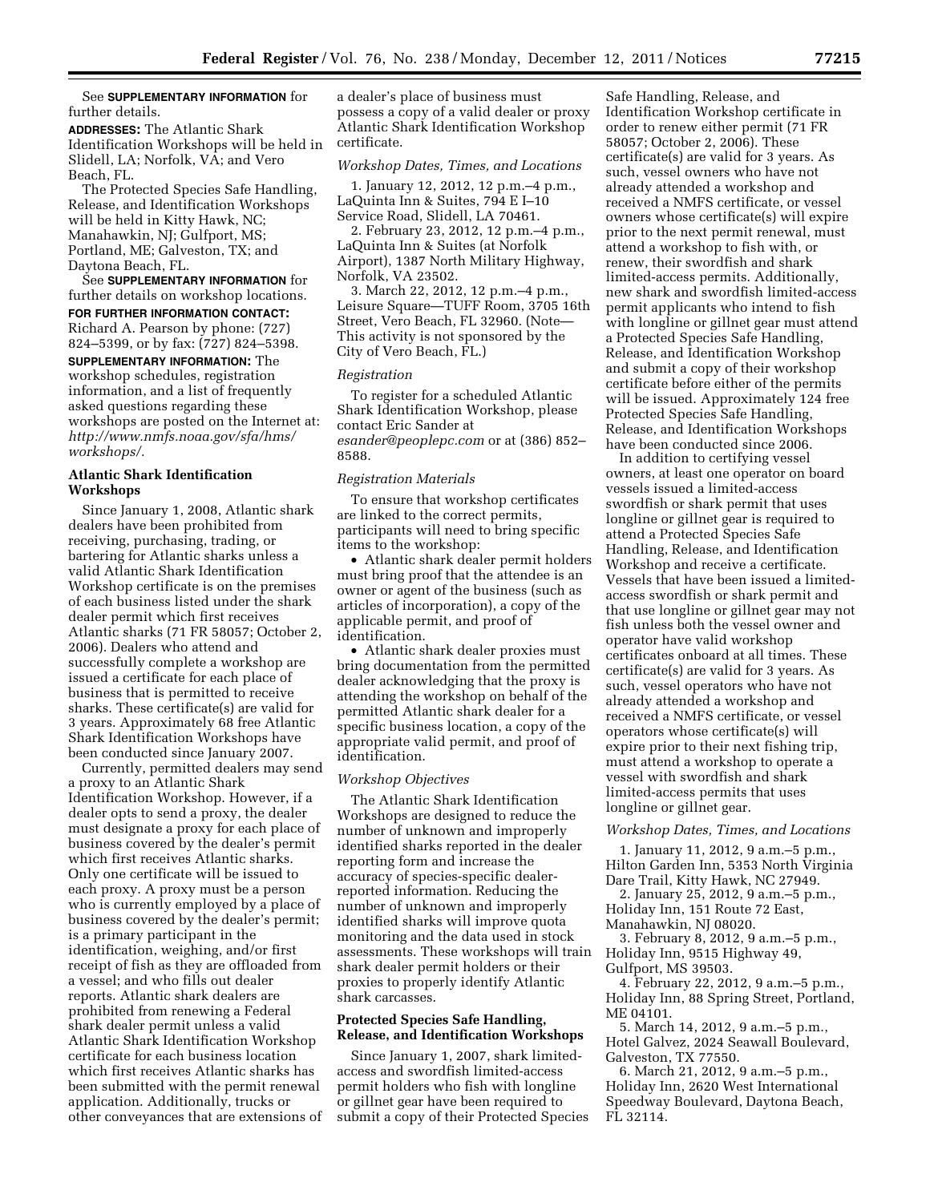See **SUPPLEMENTARY INFORMATION** for further details.

**ADDRESSES:** The Atlantic Shark Identification Workshops will be held in Slidell, LA; Norfolk, VA; and Vero Beach, FL.

The Protected Species Safe Handling, Release, and Identification Workshops will be held in Kitty Hawk, NC; Manahawkin, NJ; Gulfport, MS; Portland, ME; Galveston, TX; and Daytona Beach, FL.

See **SUPPLEMENTARY INFORMATION** for further details on workshop locations.

**FOR FURTHER INFORMATION CONTACT:** Richard A. Pearson by phone: (727) 824–5399, or by fax: (727) 824–5398.

**SUPPLEMENTARY INFORMATION:** The workshop schedules, registration information, and a list of frequently asked questions regarding these workshops are posted on the Internet at: *http://www.nmfs.noaa.gov/sfa/hms/workshops/.*

## Atlantic Shark Identification Workshops

Since January 1, 2008, Atlantic shark dealers have been prohibited from receiving, purchasing, trading, or bartering for Atlantic sharks unless a valid Atlantic Shark Identification Workshop certificate is on the premises of each business listed under the shark dealer permit which first receives Atlantic sharks (71 FR 58057; October 2, 2006). Dealers who attend and successfully complete a workshop are issued a certificate for each place of business that is permitted to receive sharks. These certificate(s) are valid for 3 years. Approximately 68 free Atlantic Shark Identification Workshops have been conducted since January 2007.

Currently, permitted dealers may send a proxy to an Atlantic Shark Identification Workshop. However, if a dealer opts to send a proxy, the dealer must designate a proxy for each place of business covered by the dealer's permit which first receives Atlantic sharks. Only one certificate will be issued to each proxy. A proxy must be a person who is currently employed by a place of business covered by the dealer's permit; is a primary participant in the identification, weighing, and/or first receipt of fish as they are offloaded from a vessel; and who fills out dealer reports. Atlantic shark dealers are prohibited from renewing a Federal shark dealer permit unless a valid Atlantic Shark Identification Workshop certificate for each business location which first receives Atlantic sharks has been submitted with the permit renewal application. Additionally, trucks or other conveyances that are extensions of a dealer's place of business must possess a copy of a valid dealer or proxy Atlantic Shark Identification Workshop certificate.

### *Workshop Dates, Times, and Locations*

1. January 12, 2012, 12 p.m.–4 p.m., LaQuinta Inn & Suites, 794 E I–10 Service Road, Slidell, LA 70461.
2. February 23, 2012, 12 p.m.–4 p.m., LaQuinta Inn & Suites (at Norfolk Airport), 1387 North Military Highway, Norfolk, VA 23502.
3. March 22, 2012, 12 p.m.–4 p.m., Leisure Square—TUFF Room, 3705 16th Street, Vero Beach, FL 32960. (Note—This activity is not sponsored by the City of Vero Beach, FL.)

### *Registration*

To register for a scheduled Atlantic Shark Identification Workshop, please contact Eric Sander at *esander@peoplepc.com* or at (386) 852–8588.

### *Registration Materials*

To ensure that workshop certificates are linked to the correct permits, participants will need to bring specific items to the workshop:

- Atlantic shark dealer permit holders must bring proof that the attendee is an owner or agent of the business (such as articles of incorporation), a copy of the applicable permit, and proof of identification.
- Atlantic shark dealer proxies must bring documentation from the permitted dealer acknowledging that the proxy is attending the workshop on behalf of the permitted Atlantic shark dealer for a specific business location, a copy of the appropriate valid permit, and proof of identification.

### *Workshop Objectives*

The Atlantic Shark Identification Workshops are designed to reduce the number of unknown and improperly identified sharks reported in the dealer reporting form and increase the accuracy of species-specific dealer-reported information. Reducing the number of unknown and improperly identified sharks will improve quota monitoring and the data used in stock assessments. These workshops will train shark dealer permit holders or their proxies to properly identify Atlantic shark carcasses.

## Protected Species Safe Handling, Release, and Identification Workshops

Since January 1, 2007, shark limited-access and swordfish limited-access permit holders who fish with longline or gillnet gear have been required to submit a copy of their Protected Species Safe Handling, Release, and Identification Workshop certificate in order to renew either permit (71 FR 58057; October 2, 2006). These certificate(s) are valid for 3 years. As such, vessel owners who have not already attended a workshop and received a NMFS certificate, or vessel owners whose certificate(s) will expire prior to the next permit renewal, must attend a workshop to fish with, or renew, their swordfish and shark limited-access permits. Additionally, new shark and swordfish limited-access permit applicants who intend to fish with longline or gillnet gear must attend a Protected Species Safe Handling, Release, and Identification Workshop and submit a copy of their workshop certificate before either of the permits will be issued. Approximately 124 free Protected Species Safe Handling, Release, and Identification Workshops have been conducted since 2006.

In addition to certifying vessel owners, at least one operator on board vessels issued a limited-access swordfish or shark permit that uses longline or gillnet gear is required to attend a Protected Species Safe Handling, Release, and Identification Workshop and receive a certificate. Vessels that have been issued a limited-access swordfish or shark permit and that use longline or gillnet gear may not fish unless both the vessel owner and operator have valid workshop certificates onboard at all times. These certificate(s) are valid for 3 years. As such, vessel operators who have not already attended a workshop and received a NMFS certificate, or vessel operators whose certificate(s) will expire prior to their next fishing trip, must attend a workshop to operate a vessel with swordfish and shark limited-access permits that uses longline or gillnet gear.

### *Workshop Dates, Times, and Locations*

1. January 11, 2012, 9 a.m.–5 p.m., Hilton Garden Inn, 5353 North Virginia Dare Trail, Kitty Hawk, NC 27949.
2. January 25, 2012, 9 a.m.–5 p.m., Holiday Inn, 151 Route 72 East, Manahawkin, NJ 08020.
3. February 8, 2012, 9 a.m.–5 p.m., Holiday Inn, 9515 Highway 49, Gulfport, MS 39503.
4. February 22, 2012, 9 a.m.–5 p.m., Holiday Inn, 88 Spring Street, Portland, ME 04101.
5. March 14, 2012, 9 a.m.–5 p.m., Hotel Galvez, 2024 Seawall Boulevard, Galveston, TX 77550.
6. March 21, 2012, 9 a.m.–5 p.m., Holiday Inn, 2620 West International Speedway Boulevard, Daytona Beach, FL 32114.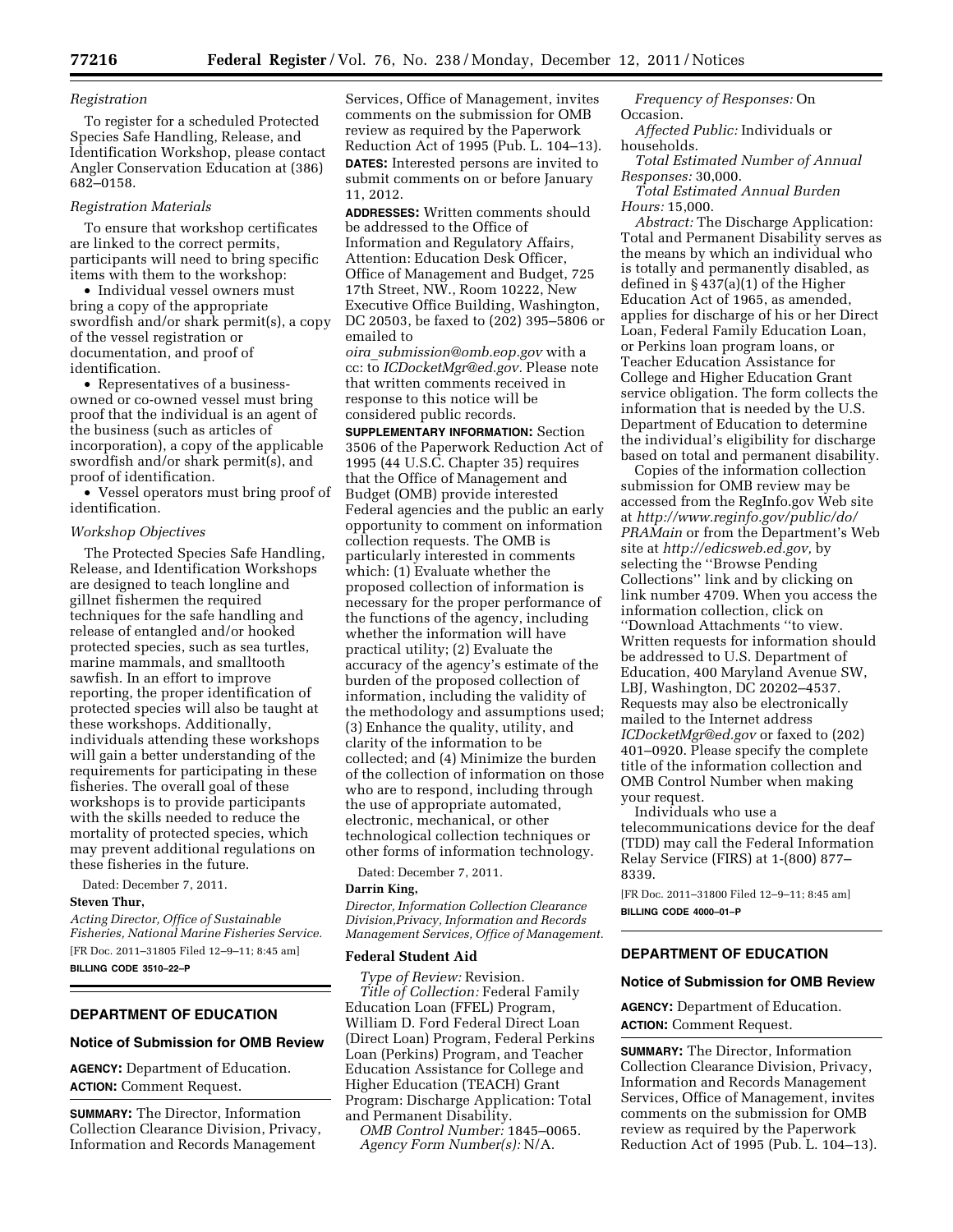### *Registration*

To register for a scheduled Protected Species Safe Handling, Release, and Identification Workshop, please contact Angler Conservation Education at (386) 682–0158.

### *Registration Materials*

To ensure that workshop certificates are linked to the correct permits, participants will need to bring specific items with them to the workshop:

- Individual vessel owners must bring a copy of the appropriate swordfish and/or shark permit(s), a copy of the vessel registration or documentation, and proof of identification.
- Representatives of a business-owned or co-owned vessel must bring proof that the individual is an agent of the business (such as articles of incorporation), a copy of the applicable swordfish and/or shark permit(s), and proof of identification.
- Vessel operators must bring proof of identification.

### *Workshop Objectives*

The Protected Species Safe Handling, Release, and Identification Workshops are designed to teach longline and gillnet fishermen the required techniques for the safe handling and release of entangled and/or hooked protected species, such as sea turtles, marine mammals, and smalltooth sawfish. In an effort to improve reporting, the proper identification of protected species will also be taught at these workshops. Additionally, individuals attending these workshops will gain a better understanding of the requirements for participating in these fisheries. The overall goal of these workshops is to provide participants with the skills needed to reduce the mortality of protected species, which may prevent additional regulations on these fisheries in the future.

Dated: December 7, 2011.

**Steven Thur,**

*Acting Director, Office of Sustainable Fisheries, National Marine Fisheries Service.*

[FR Doc. 2011–31805 Filed 12–9–11; 8:45 am]

**BILLING CODE 3510–22–P**

## DEPARTMENT OF EDUCATION

### Notice of Submission for OMB Review

**AGENCY:** Department of Education.

**ACTION:** Comment Request.

**SUMMARY:** The Director, Information Collection Clearance Division, Privacy, Information and Records Management Services, Office of Management, invites comments on the submission for OMB review as required by the Paperwork Reduction Act of 1995 (Pub. L. 104–13).

**DATES:** Interested persons are invited to submit comments on or before January 11, 2012.

**ADDRESSES:** Written comments should be addressed to the Office of Information and Regulatory Affairs, Attention: Education Desk Officer, Office of Management and Budget, 725 17th Street, NW., Room 10222, New Executive Office Building, Washington, DC 20503, be faxed to (202) 395–5806 or emailed to *oira_submission@omb.eop.gov* with a cc: to *ICDocketMgr@ed.gov*. Please note that written comments received in response to this notice will be considered public records.

**SUPPLEMENTARY INFORMATION:** Section 3506 of the Paperwork Reduction Act of 1995 (44 U.S.C. Chapter 35) requires that the Office of Management and Budget (OMB) provide interested Federal agencies and the public an early opportunity to comment on information collection requests. The OMB is particularly interested in comments which: (1) Evaluate whether the proposed collection of information is necessary for the proper performance of the functions of the agency, including whether the information will have practical utility; (2) Evaluate the accuracy of the agency's estimate of the burden of the proposed collection of information, including the validity of the methodology and assumptions used; (3) Enhance the quality, utility, and clarity of the information to be collected; and (4) Minimize the burden of the collection of information on those who are to respond, including through the use of appropriate automated, electronic, mechanical, or other technological collection techniques or other forms of information technology.

Dated: December 7, 2011.

**Darrin King,**

*Director, Information Collection Clearance Division,Privacy, Information and Records Management Services, Office of Management.*

### Federal Student Aid

*Type of Review:* Revision.

*Title of Collection:* Federal Family Education Loan (FFEL) Program, William D. Ford Federal Direct Loan (Direct Loan) Program, Federal Perkins Loan (Perkins) Program, and Teacher Education Assistance for College and Higher Education (TEACH) Grant Program: Discharge Application: Total and Permanent Disability.

*OMB Control Number:* 1845–0065.

*Agency Form Number(s):* N/A.

*Frequency of Responses:* On Occasion.

*Affected Public:* Individuals or households.

*Total Estimated Number of Annual Responses:* 30,000.

*Total Estimated Annual Burden Hours:* 15,000.

*Abstract:* The Discharge Application: Total and Permanent Disability serves as the means by which an individual who is totally and permanently disabled, as defined in § 437(a)(1) of the Higher Education Act of 1965, as amended, applies for discharge of his or her Direct Loan, Federal Family Education Loan, or Perkins loan program loans, or Teacher Education Assistance for College and Higher Education Grant service obligation. The form collects the information that is needed by the U.S. Department of Education to determine the individual's eligibility for discharge based on total and permanent disability.

Copies of the information collection submission for OMB review may be accessed from the RegInfo.gov Web site at *http://www.reginfo.gov/public/do/PRAMain* or from the Department's Web site at *http://edicsweb.ed.gov,* by selecting the ''Browse Pending Collections'' link and by clicking on link number 4709. When you access the information collection, click on ''Download Attachments ''to view. Written requests for information should be addressed to U.S. Department of Education, 400 Maryland Avenue SW, LBJ, Washington, DC 20202–4537. Requests may also be electronically mailed to the Internet address *ICDocketMgr@ed.gov* or faxed to (202) 401–0920. Please specify the complete title of the information collection and OMB Control Number when making your request.

Individuals who use a telecommunications device for the deaf (TDD) may call the Federal Information Relay Service (FIRS) at 1-(800) 877–8339.

[FR Doc. 2011–31800 Filed 12–9–11; 8:45 am]

**BILLING CODE 4000–01–P**

## DEPARTMENT OF EDUCATION

### Notice of Submission for OMB Review

**AGENCY:** Department of Education.

**ACTION:** Comment Request.

**SUMMARY:** The Director, Information Collection Clearance Division, Privacy, Information and Records Management Services, Office of Management, invites comments on the submission for OMB review as required by the Paperwork Reduction Act of 1995 (Pub. L. 104–13).